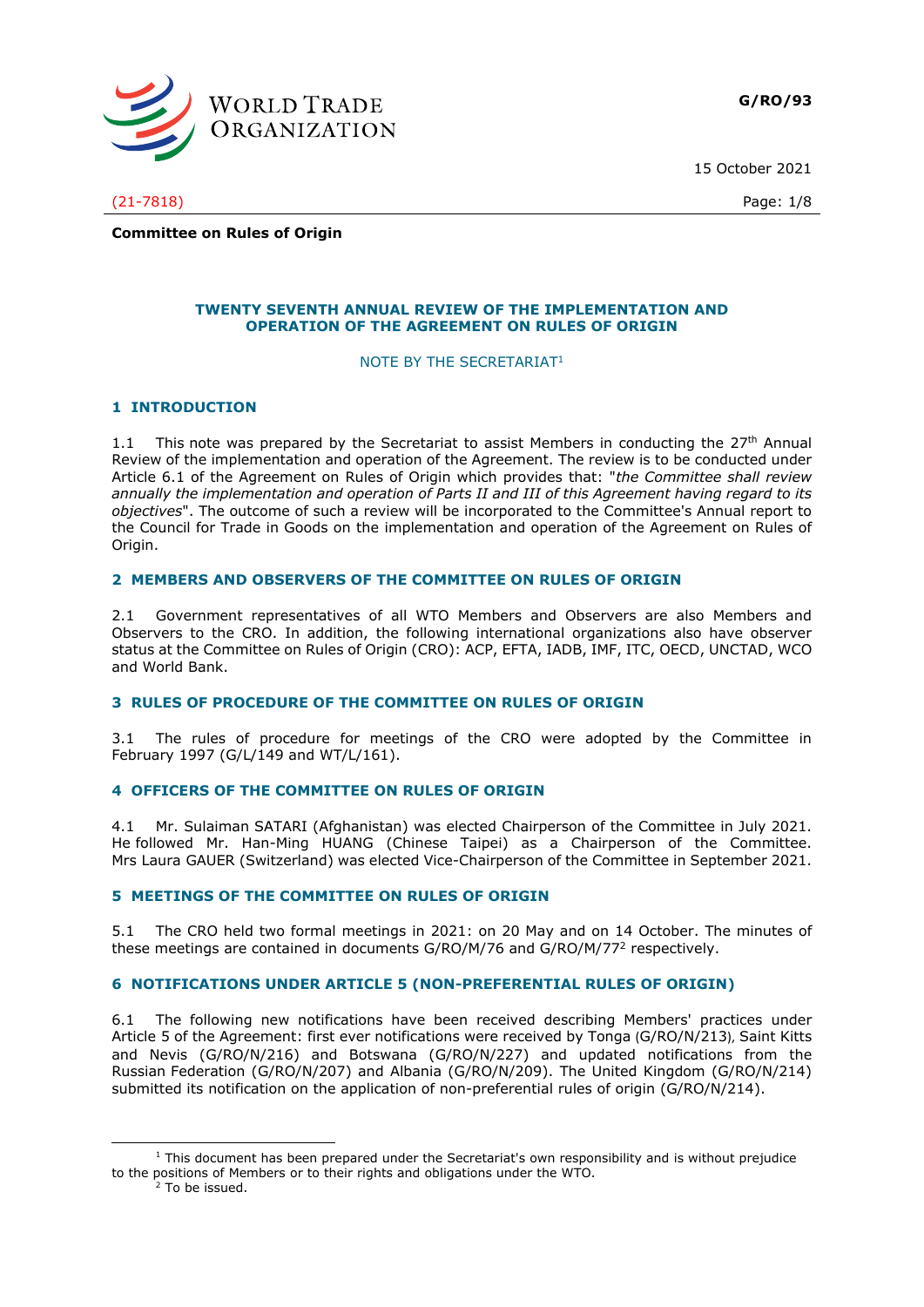**G/RO/93**

15 October 2021

(21-7818)

**Committee on Rules of Origin**

# TWENTY SEVENTH ANNUAL REVIEW OF THE IMPLEMENTATION AND OPERATION OF THE AGREEMENT ON RULES OF ORIGIN

NOTE BY THE SECRETARIAT[1]

## 1 INTRODUCTION

1.1 This note was prepared by the Secretariat to assist Members in conducting the 27th Annual Review of the implementation and operation of the Agreement. The review is to be conducted under Article 6.1 of the Agreement on Rules of Origin which provides that: "*the Committee shall review annually the implementation and operation of Parts II and III of this Agreement having regard to its objectives*". The outcome of such a review will be incorporated to the Committee's Annual report to the Council for Trade in Goods on the implementation and operation of the Agreement on Rules of Origin.

## 2 MEMBERS AND OBSERVERS OF THE COMMITTEE ON RULES OF ORIGIN

2.1 Government representatives of all WTO Members and Observers are also Members and Observers to the CRO. In addition, the following international organizations also have observer status at the Committee on Rules of Origin (CRO): ACP, EFTA, IADB, IMF, ITC, OECD, UNCTAD, WCO and World Bank.

## 3 RULES OF PROCEDURE OF THE COMMITTEE ON RULES OF ORIGIN

3.1 The rules of procedure for meetings of the CRO were adopted by the Committee in February 1997 (G/L/149 and WT/L/161).

## 4 OFFICERS OF THE COMMITTEE ON RULES OF ORIGIN

4.1 Mr. Sulaiman SATARI (Afghanistan) was elected Chairperson of the Committee in July 2021. He followed Mr. Han-Ming HUANG (Chinese Taipei) as a Chairperson of the Committee. Mrs Laura GAUER (Switzerland) was elected Vice-Chairperson of the Committee in September 2021.

## 5 MEETINGS OF THE COMMITTEE ON RULES OF ORIGIN

5.1 The CRO held two formal meetings in 2021: on 20 May and on 14 October. The minutes of these meetings are contained in documents G/RO/M/76 and G/RO/M/77[2] respectively.

## 6 NOTIFICATIONS UNDER ARTICLE 5 (NON-PREFERENTIAL RULES OF ORIGIN)

6.1 The following new notifications have been received describing Members' practices under Article 5 of the Agreement: first ever notifications were received by Tonga (G/RO/N/213), Saint Kitts and Nevis (G/RO/N/216) and Botswana (G/RO/N/227) and updated notifications from the Russian Federation (G/RO/N/207) and Albania (G/RO/N/209). The United Kingdom (G/RO/N/214) submitted its notification on the application of non-preferential rules of origin (G/RO/N/214).

---

[1] This document has been prepared under the Secretariat's own responsibility and is without prejudice to the positions of Members or to their rights and obligations under the WTO.

[2] To be issued.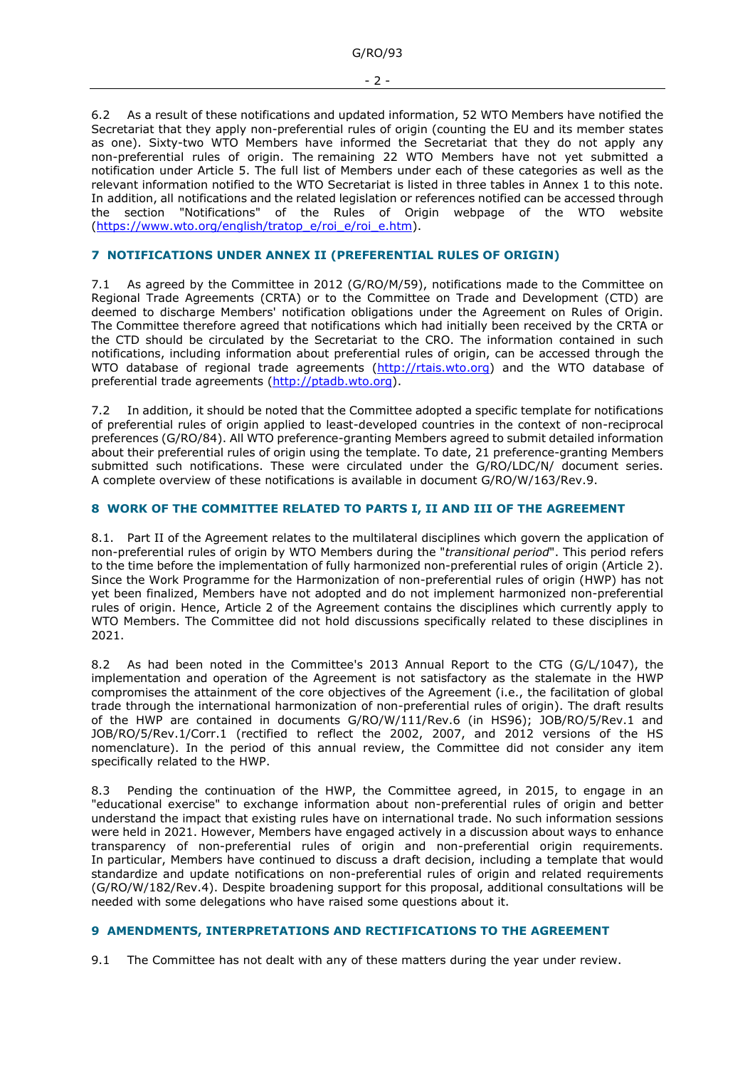6.2 As a result of these notifications and updated information, 52 WTO Members have notified the Secretariat that they apply non-preferential rules of origin (counting the EU and its member states as one). Sixty-two WTO Members have informed the Secretariat that they do not apply any non-preferential rules of origin. The remaining 22 WTO Members have not yet submitted a notification under Article 5. The full list of Members under each of these categories as well as the relevant information notified to the WTO Secretariat is listed in three tables in Annex 1 to this note. In addition, all notifications and the related legislation or references notified can be accessed through the section "Notifications" of the Rules of Origin webpage of the WTO website (https://www.wto.org/english/tratop_e/roi_e/roi_e.htm).

## 7 NOTIFICATIONS UNDER ANNEX II (PREFERENTIAL RULES OF ORIGIN)

7.1 As agreed by the Committee in 2012 (G/RO/M/59), notifications made to the Committee on Regional Trade Agreements (CRTA) or to the Committee on Trade and Development (CTD) are deemed to discharge Members' notification obligations under the Agreement on Rules of Origin. The Committee therefore agreed that notifications which had initially been received by the CRTA or the CTD should be circulated by the Secretariat to the CRO. The information contained in such notifications, including information about preferential rules of origin, can be accessed through the WTO database of regional trade agreements (http://rtais.wto.org) and the WTO database of preferential trade agreements (http://ptadb.wto.org).

7.2 In addition, it should be noted that the Committee adopted a specific template for notifications of preferential rules of origin applied to least-developed countries in the context of non-reciprocal preferences (G/RO/84). All WTO preference-granting Members agreed to submit detailed information about their preferential rules of origin using the template. To date, 21 preference-granting Members submitted such notifications. These were circulated under the G/RO/LDC/N/ document series. A complete overview of these notifications is available in document G/RO/W/163/Rev.9.

## 8 WORK OF THE COMMITTEE RELATED TO PARTS I, II AND III OF THE AGREEMENT

8.1. Part II of the Agreement relates to the multilateral disciplines which govern the application of non-preferential rules of origin by WTO Members during the "*transitional period*". This period refers to the time before the implementation of fully harmonized non-preferential rules of origin (Article 2). Since the Work Programme for the Harmonization of non-preferential rules of origin (HWP) has not yet been finalized, Members have not adopted and do not implement harmonized non-preferential rules of origin. Hence, Article 2 of the Agreement contains the disciplines which currently apply to WTO Members. The Committee did not hold discussions specifically related to these disciplines in 2021.

8.2 As had been noted in the Committee's 2013 Annual Report to the CTG (G/L/1047), the implementation and operation of the Agreement is not satisfactory as the stalemate in the HWP compromises the attainment of the core objectives of the Agreement (i.e., the facilitation of global trade through the international harmonization of non-preferential rules of origin). The draft results of the HWP are contained in documents G/RO/W/111/Rev.6 (in HS96); JOB/RO/5/Rev.1 and JOB/RO/5/Rev.1/Corr.1 (rectified to reflect the 2002, 2007, and 2012 versions of the HS nomenclature). In the period of this annual review, the Committee did not consider any item specifically related to the HWP.

8.3 Pending the continuation of the HWP, the Committee agreed, in 2015, to engage in an "educational exercise" to exchange information about non-preferential rules of origin and better understand the impact that existing rules have on international trade. No such information sessions were held in 2021. However, Members have engaged actively in a discussion about ways to enhance transparency of non-preferential rules of origin and non-preferential origin requirements. In particular, Members have continued to discuss a draft decision, including a template that would standardize and update notifications on non-preferential rules of origin and related requirements (G/RO/W/182/Rev.4). Despite broadening support for this proposal, additional consultations will be needed with some delegations who have raised some questions about it.

## 9 AMENDMENTS, INTERPRETATIONS AND RECTIFICATIONS TO THE AGREEMENT

9.1 The Committee has not dealt with any of these matters during the year under review.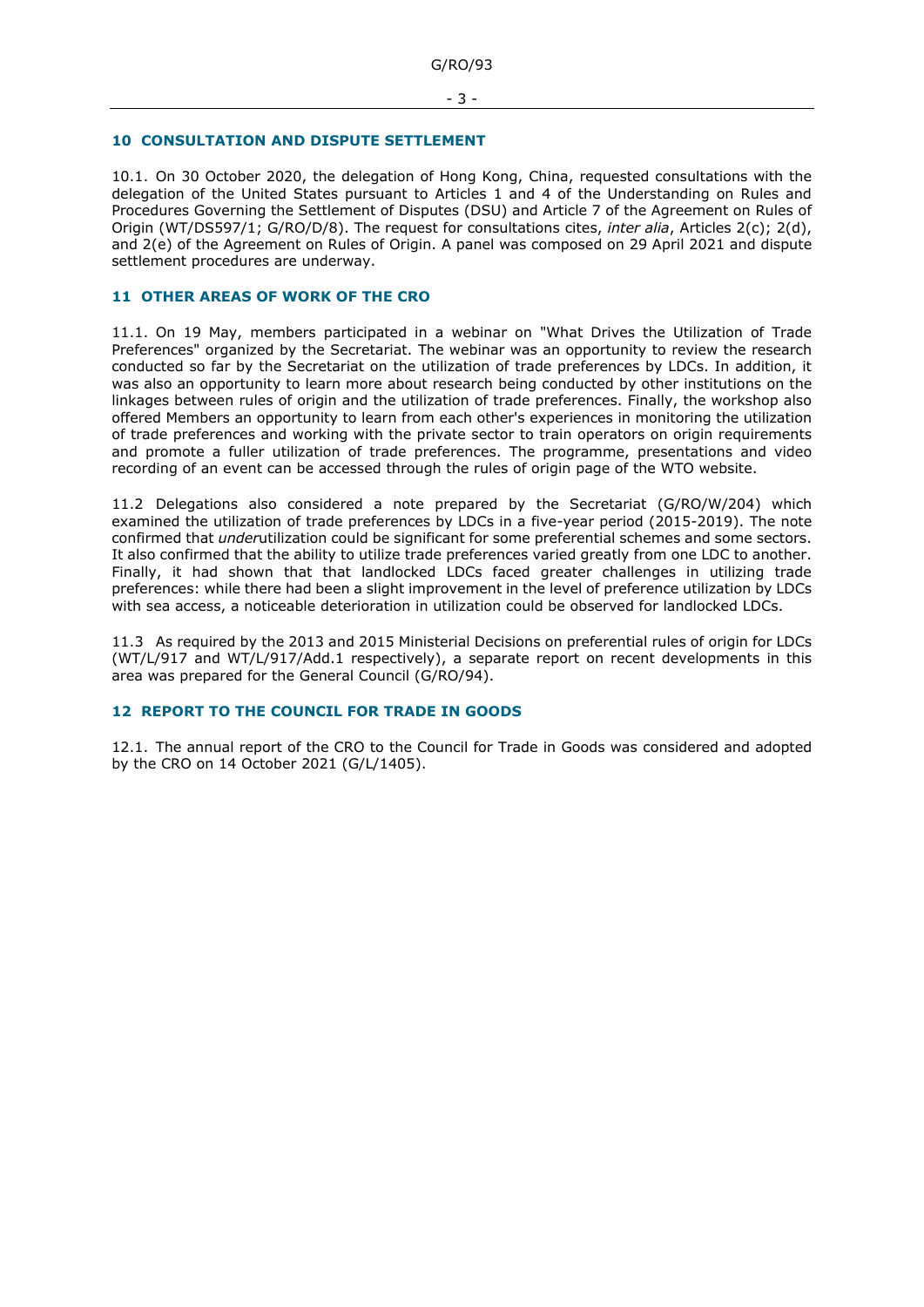## 10 CONSULTATION AND DISPUTE SETTLEMENT

10.1. On 30 October 2020, the delegation of Hong Kong, China, requested consultations with the delegation of the United States pursuant to Articles 1 and 4 of the Understanding on Rules and Procedures Governing the Settlement of Disputes (DSU) and Article 7 of the Agreement on Rules of Origin (WT/DS597/1; G/RO/D/8). The request for consultations cites, *inter alia*, Articles 2(c); 2(d), and 2(e) of the Agreement on Rules of Origin. A panel was composed on 29 April 2021 and dispute settlement procedures are underway.

## 11 OTHER AREAS OF WORK OF THE CRO

11.1. On 19 May, members participated in a webinar on "What Drives the Utilization of Trade Preferences" organized by the Secretariat. The webinar was an opportunity to review the research conducted so far by the Secretariat on the utilization of trade preferences by LDCs. In addition, it was also an opportunity to learn more about research being conducted by other institutions on the linkages between rules of origin and the utilization of trade preferences. Finally, the workshop also offered Members an opportunity to learn from each other's experiences in monitoring the utilization of trade preferences and working with the private sector to train operators on origin requirements and promote a fuller utilization of trade preferences. The programme, presentations and video recording of an event can be accessed through the rules of origin page of the WTO website.

11.2 Delegations also considered a note prepared by the Secretariat (G/RO/W/204) which examined the utilization of trade preferences by LDCs in a five-year period (2015-2019). The note confirmed that *under*utilization could be significant for some preferential schemes and some sectors. It also confirmed that the ability to utilize trade preferences varied greatly from one LDC to another. Finally, it had shown that that landlocked LDCs faced greater challenges in utilizing trade preferences: while there had been a slight improvement in the level of preference utilization by LDCs with sea access, a noticeable deterioration in utilization could be observed for landlocked LDCs.

11.3 As required by the 2013 and 2015 Ministerial Decisions on preferential rules of origin for LDCs (WT/L/917 and WT/L/917/Add.1 respectively), a separate report on recent developments in this area was prepared for the General Council (G/RO/94).

## 12 REPORT TO THE COUNCIL FOR TRADE IN GOODS

12.1. The annual report of the CRO to the Council for Trade in Goods was considered and adopted by the CRO on 14 October 2021 (G/L/1405).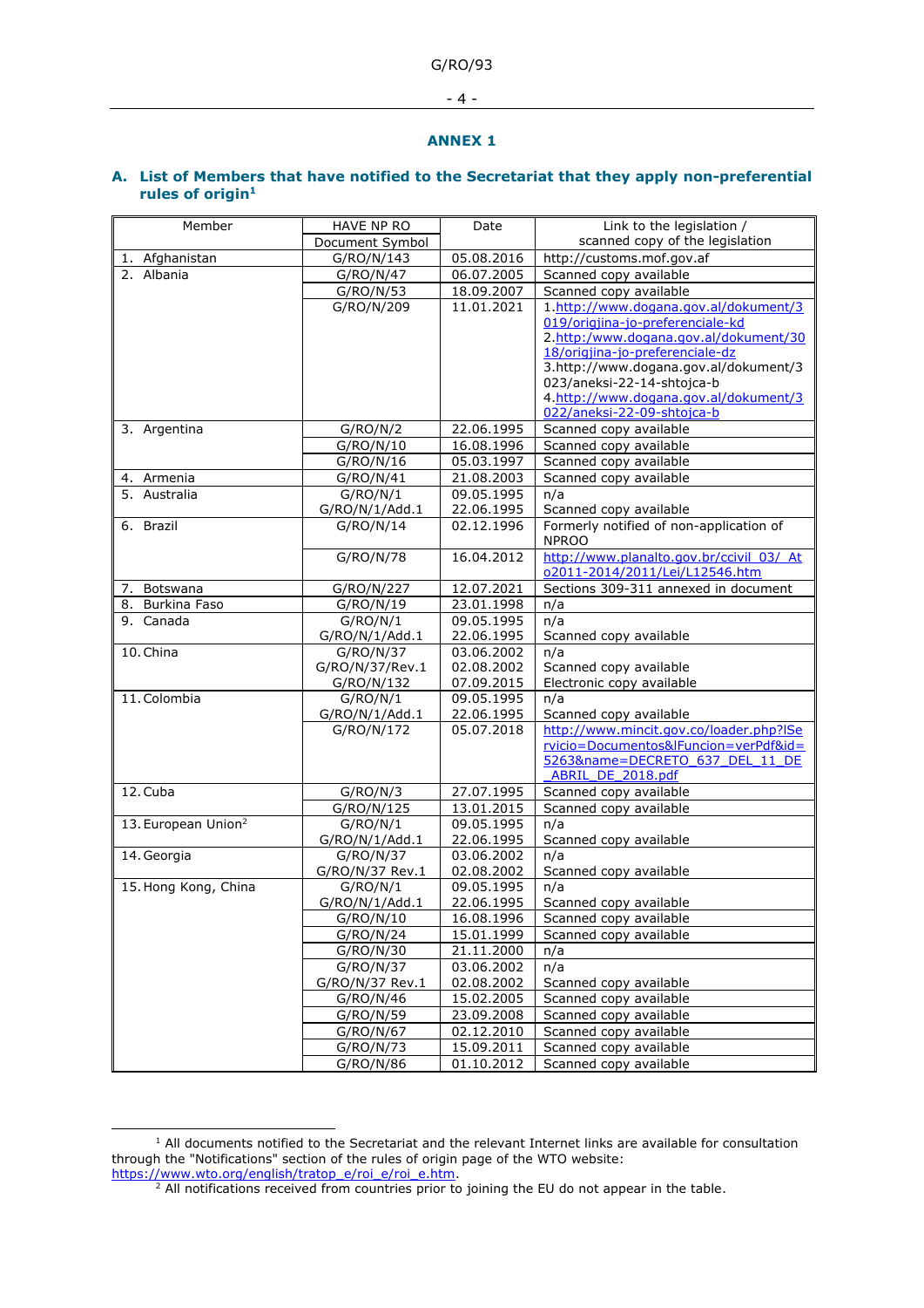## ANNEX 1

### A. List of Members that have notified to the Secretariat that they apply non-preferential rules of origin[1]

| Member | HAVE NP RO Document Symbol | Date | Link to the legislation / scanned copy of the legislation |
|---|---|---|---|
| 1. Afghanistan | G/RO/N/143 | 05.08.2016 | http://customs.mof.gov.af |
| 2. Albania | G/RO/N/47 | 06.07.2005 | Scanned copy available |
| | G/RO/N/53 | 18.09.2007 | Scanned copy available |
| | G/RO/N/209 | 11.01.2021 | 1.http://www.dogana.gov.al/dokument/3019/origjina-jo-preferenciale-kd 2.http:/www.dogana.gov.al/dokument/3018/origjina-jo-preferenciale-dz 3.http://www.dogana.gov.al/dokument/3023/aneksi-22-14-shtojca-b 4.http://www.dogana.gov.al/dokument/3022/aneksi-22-09-shtojca-b |
| 3. Argentina | G/RO/N/2 | 22.06.1995 | Scanned copy available |
| | G/RO/N/10 | 16.08.1996 | Scanned copy available |
| | G/RO/N/16 | 05.03.1997 | Scanned copy available |
| 4. Armenia | G/RO/N/41 | 21.08.2003 | Scanned copy available |
| 5. Australia | G/RO/N/1<br>G/RO/N/1/Add.1 | 09.05.1995<br>22.06.1995 | n/a<br>Scanned copy available |
| 6. Brazil | G/RO/N/14 | 02.12.1996 | Formerly notified of non-application of NPROO |
| | G/RO/N/78 | 16.04.2012 | http://www.planalto.gov.br/ccivil_03/_Ato2011-2014/2011/Lei/L12546.htm |
| 7. Botswana | G/RO/N/227 | 12.07.2021 | Sections 309-311 annexed in document |
| 8. Burkina Faso | G/RO/N/19 | 23.01.1998 | n/a |
| 9. Canada | G/RO/N/1<br>G/RO/N/1/Add.1 | 09.05.1995<br>22.06.1995 | n/a<br>Scanned copy available |
| 10. China | G/RO/N/37<br>G/RO/N/37/Rev.1<br>G/RO/N/132 | 03.06.2002<br>02.08.2002<br>07.09.2015 | n/a<br>Scanned copy available<br>Electronic copy available |
| 11. Colombia | G/RO/N/1<br>G/RO/N/1/Add.1 | 09.05.1995<br>22.06.1995 | n/a<br>Scanned copy available |
| | G/RO/N/172 | 05.07.2018 | http://www.mincit.gov.co/loader.php?lServicio=Documentos&lFuncion=verPdf&id=5263&name=DECRETO_637_DEL_11_DE_ABRIL_DE_2018.pdf |
| 12. Cuba | G/RO/N/3 | 27.07.1995 | Scanned copy available |
| | G/RO/N/125 | 13.01.2015 | Scanned copy available |
| 13. European Union[2] | G/RO/N/1<br>G/RO/N/1/Add.1 | 09.05.1995<br>22.06.1995 | n/a<br>Scanned copy available |
| 14. Georgia | G/RO/N/37<br>G/RO/N/37 Rev.1 | 03.06.2002<br>02.08.2002 | n/a<br>Scanned copy available |
| 15. Hong Kong, China | G/RO/N/1<br>G/RO/N/1/Add.1 | 09.05.1995<br>22.06.1995 | n/a<br>Scanned copy available |
| | G/RO/N/10 | 16.08.1996 | Scanned copy available |
| | G/RO/N/24 | 15.01.1999 | Scanned copy available |
| | G/RO/N/30 | 21.11.2000 | n/a |
| | G/RO/N/37<br>G/RO/N/37 Rev.1 | 03.06.2002<br>02.08.2002 | n/a<br>Scanned copy available |
| | G/RO/N/46 | 15.02.2005 | Scanned copy available |
| | G/RO/N/59 | 23.09.2008 | Scanned copy available |
| | G/RO/N/67 | 02.12.2010 | Scanned copy available |
| | G/RO/N/73 | 15.09.2011 | Scanned copy available |
| | G/RO/N/86 | 01.10.2012 | Scanned copy available |

[1] All documents notified to the Secretariat and the relevant Internet links are available for consultation through the "Notifications" section of the rules of origin page of the WTO website: https://www.wto.org/english/tratop_e/roi_e/roi_e.htm.

[2] All notifications received from countries prior to joining the EU do not appear in the table.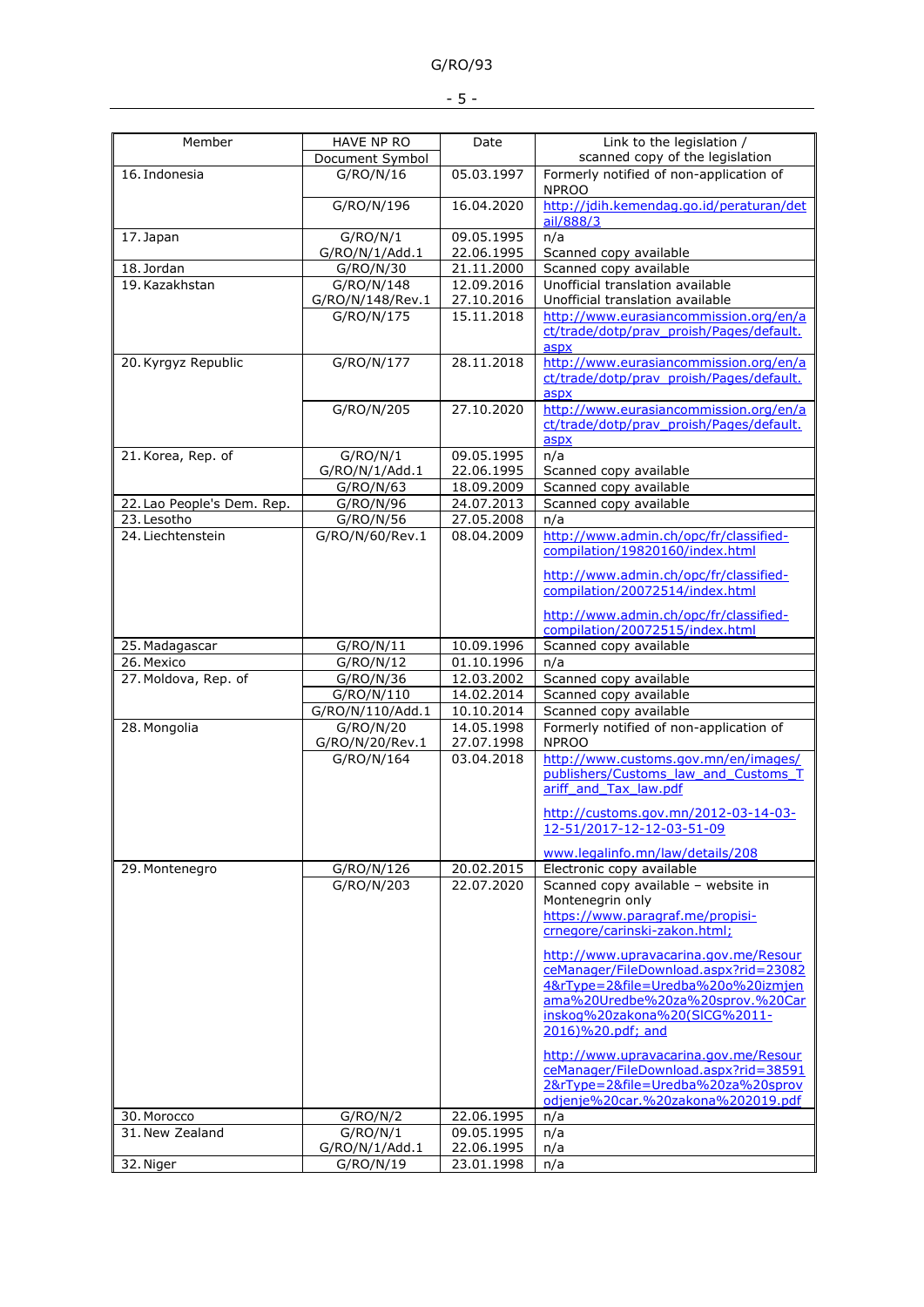| Member | HAVE NP RO Document Symbol | Date | Link to the legislation / scanned copy of the legislation |
|---|---|---|---|
| 16. Indonesia | G/RO/N/16 | 05.03.1997 | Formerly notified of non-application of NPROO |
| | G/RO/N/196 | 16.04.2020 | http://jdih.kemendag.go.id/peraturan/detail/888/3 |
| 17. Japan | G/RO/N/1<br>G/RO/N/1/Add.1 | 09.05.1995<br>22.06.1995 | n/a<br>Scanned copy available |
| 18. Jordan | G/RO/N/30 | 21.11.2000 | Scanned copy available |
| 19. Kazakhstan | G/RO/N/148<br>G/RO/N/148/Rev.1 | 12.09.2016<br>27.10.2016 | Unofficial translation available<br>Unofficial translation available |
| | G/RO/N/175 | 15.11.2018 | http://www.eurasiancommission.org/en/act/trade/dotp/prav_proish/Pages/default.aspx |
| 20. Kyrgyz Republic | G/RO/N/177 | 28.11.2018 | http://www.eurasiancommission.org/en/act/trade/dotp/prav_proish/Pages/default.aspx |
| | G/RO/N/205 | 27.10.2020 | http://www.eurasiancommission.org/en/act/trade/dotp/prav_proish/Pages/default.aspx |
| 21. Korea, Rep. of | G/RO/N/1<br>G/RO/N/1/Add.1 | 09.05.1995<br>22.06.1995 | n/a<br>Scanned copy available |
| | G/RO/N/63 | 18.09.2009 | Scanned copy available |
| 22. Lao People's Dem. Rep. | G/RO/N/96 | 24.07.2013 | Scanned copy available |
| 23. Lesotho | G/RO/N/56 | 27.05.2008 | n/a |
| 24. Liechtenstein | G/RO/N/60/Rev.1 | 08.04.2009 | http://www.admin.ch/opc/fr/classified-compilation/19820160/index.html<br><br>http://www.admin.ch/opc/fr/classified-compilation/20072514/index.html<br><br>http://www.admin.ch/opc/fr/classified-compilation/20072515/index.html |
| 25. Madagascar | G/RO/N/11 | 10.09.1996 | Scanned copy available |
| 26. Mexico | G/RO/N/12 | 01.10.1996 | n/a |
| 27. Moldova, Rep. of | G/RO/N/36 | 12.03.2002 | Scanned copy available |
| | G/RO/N/110 | 14.02.2014 | Scanned copy available |
| | G/RO/N/110/Add.1 | 10.10.2014 | Scanned copy available |
| 28. Mongolia | G/RO/N/20<br>G/RO/N/20/Rev.1 | 14.05.1998<br>27.07.1998 | Formerly notified of non-application of NPROO |
| | G/RO/N/164 | 03.04.2018 | http://www.customs.gov.mn/en/images/publishers/Customs_law_and_Customs_Tariff_and_Tax_law.pdf<br><br>http://customs.gov.mn/2012-03-14-03-12-51/2017-12-12-03-51-09<br><br>www.legalinfo.mn/law/details/208 |
| 29. Montenegro | G/RO/N/126 | 20.02.2015 | Electronic copy available |
| | G/RO/N/203 | 22.07.2020 | Scanned copy available – website in Montenegrin only<br>https://www.paragraf.me/propisi-crnegore/carinski-zakon.html;<br><br>http://www.upravacarina.gov.me/ResourceManager/FileDownload.aspx?rid=230824&rType=2&file=Uredba%20o%20izmjenama%20Uredbe%20za%20sprov.%20Carinskog%20zakona%20(SlCG%2011-2016)%20.pdf; and<br><br>http://www.upravacarina.gov.me/ResourceManager/FileDownload.aspx?rid=385912&rType=2&file=Uredba%20za%20sprovodjenje%20car.%20zakona%202019.pdf |
| 30. Morocco | G/RO/N/2 | 22.06.1995 | n/a |
| 31. New Zealand | G/RO/N/1<br>G/RO/N/1/Add.1 | 09.05.1995<br>22.06.1995 | n/a<br>n/a |
| 32. Niger | G/RO/N/19 | 23.01.1998 | n/a |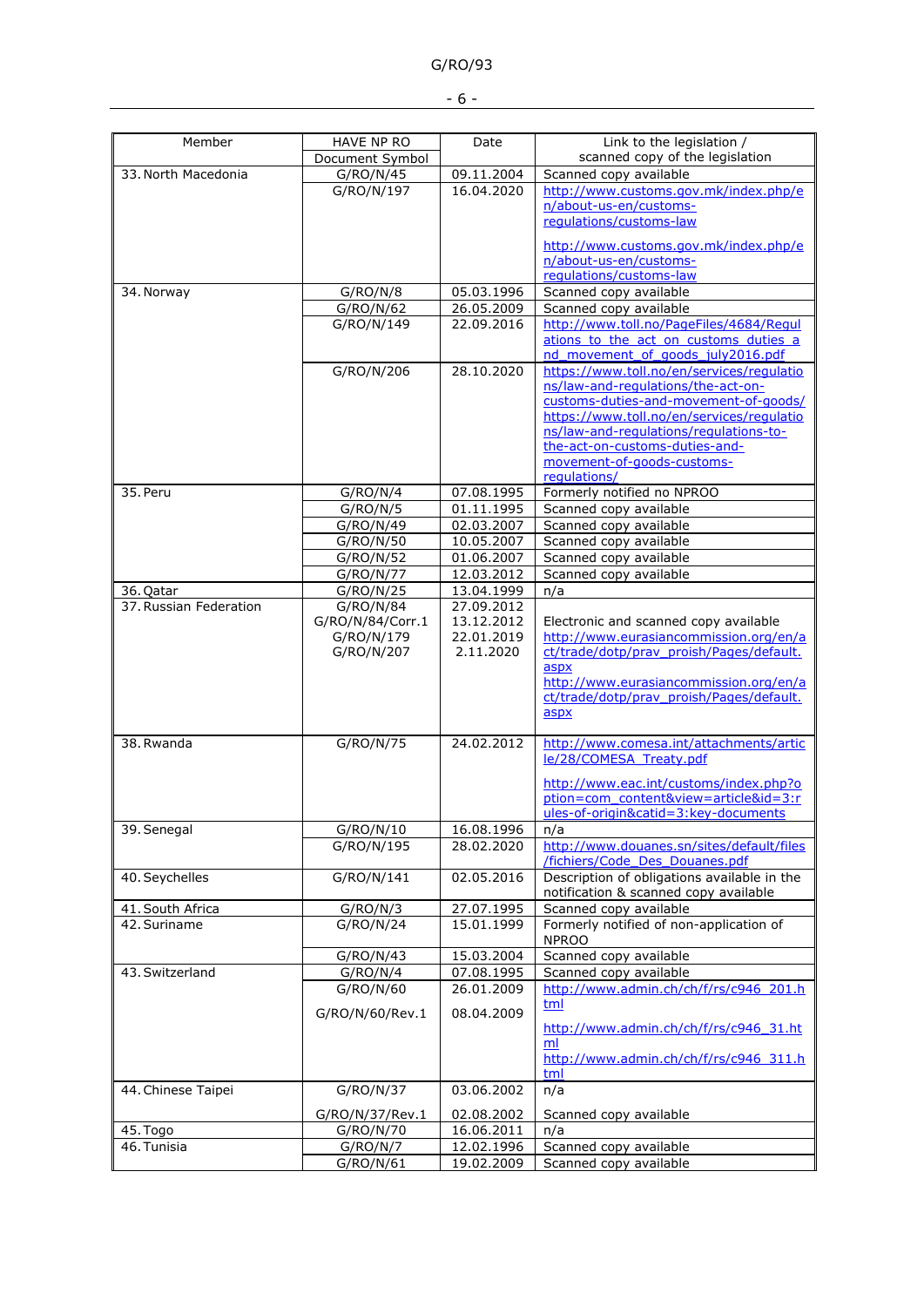| Member | HAVE NP RO Document Symbol | Date | Link to the legislation / scanned copy of the legislation |
|---|---|---|---|
| 33. North Macedonia | G/RO/N/45 | 09.11.2004 | Scanned copy available |
| | G/RO/N/197 | 16.04.2020 | http://www.customs.gov.mk/index.php/en/about-us-en/customs-regulations/customs-law<br><br>http://www.customs.gov.mk/index.php/en/about-us-en/customs-regulations/customs-law |
| 34. Norway | G/RO/N/8 | 05.03.1996 | Scanned copy available |
| | G/RO/N/62 | 26.05.2009 | Scanned copy available |
| | G/RO/N/149 | 22.09.2016 | http://www.toll.no/PageFiles/4684/Regulations_to_the_act_on_customs_duties_and_movement_of_goods_july2016.pdf |
| | G/RO/N/206 | 28.10.2020 | https://www.toll.no/en/services/regulations/law-and-regulations/the-act-on-customs-duties-and-movement-of-goods/<br>https://www.toll.no/en/services/regulations/law-and-regulations/regulations-to-the-act-on-customs-duties-and-movement-of-goods-customs-regulations/ |
| 35. Peru | G/RO/N/4 | 07.08.1995 | Formerly notified no NPROO |
| | G/RO/N/5 | 01.11.1995 | Scanned copy available |
| | G/RO/N/49 | 02.03.2007 | Scanned copy available |
| | G/RO/N/50 | 10.05.2007 | Scanned copy available |
| | G/RO/N/52 | 01.06.2007 | Scanned copy available |
| | G/RO/N/77 | 12.03.2012 | Scanned copy available |
| 36. Qatar | G/RO/N/25 | 13.04.1999 | n/a |
| 37. Russian Federation | G/RO/N/84<br>G/RO/N/84/Corr.1<br>G/RO/N/179<br>G/RO/N/207 | 27.09.2012<br>13.12.2012<br>22.01.2019<br>2.11.2020 | Electronic and scanned copy available<br>http://www.eurasiancommission.org/en/act/trade/dotp/prav_proish/Pages/default.aspx<br>http://www.eurasiancommission.org/en/act/trade/dotp/prav_proish/Pages/default.aspx |
| 38. Rwanda | G/RO/N/75 | 24.02.2012 | http://www.comesa.int/attachments/article/28/COMESA_Treaty.pdf<br><br>http://www.eac.int/customs/index.php?option=com_content&view=article&id=3:rules-of-origin&catid=3:key-documents |
| 39. Senegal | G/RO/N/10 | 16.08.1996 | n/a |
| | G/RO/N/195 | 28.02.2020 | http://www.douanes.sn/sites/default/files/fichiers/Code_Des_Douanes.pdf |
| 40. Seychelles | G/RO/N/141 | 02.05.2016 | Description of obligations available in the notification & scanned copy available |
| 41. South Africa | G/RO/N/3 | 27.07.1995 | Scanned copy available |
| 42. Suriname | G/RO/N/24 | 15.01.1999 | Formerly notified of non-application of NPROO |
| | G/RO/N/43 | 15.03.2004 | Scanned copy available |
| 43. Switzerland | G/RO/N/4 | 07.08.1995 | Scanned copy available |
| | G/RO/N/60<br><br>G/RO/N/60/Rev.1 | 26.01.2009<br><br>08.04.2009 | http://www.admin.ch/ch/f/rs/c946_201.html<br><br>http://www.admin.ch/ch/f/rs/c946_31.html<br>http://www.admin.ch/ch/f/rs/c946_311.html |
| 44. Chinese Taipei | G/RO/N/37<br><br>G/RO/N/37/Rev.1 | 03.06.2002<br><br>02.08.2002 | n/a<br><br>Scanned copy available |
| 45. Togo | G/RO/N/70 | 16.06.2011 | n/a |
| 46. Tunisia | G/RO/N/7 | 12.02.1996 | Scanned copy available |
| | G/RO/N/61 | 19.02.2009 | Scanned copy available |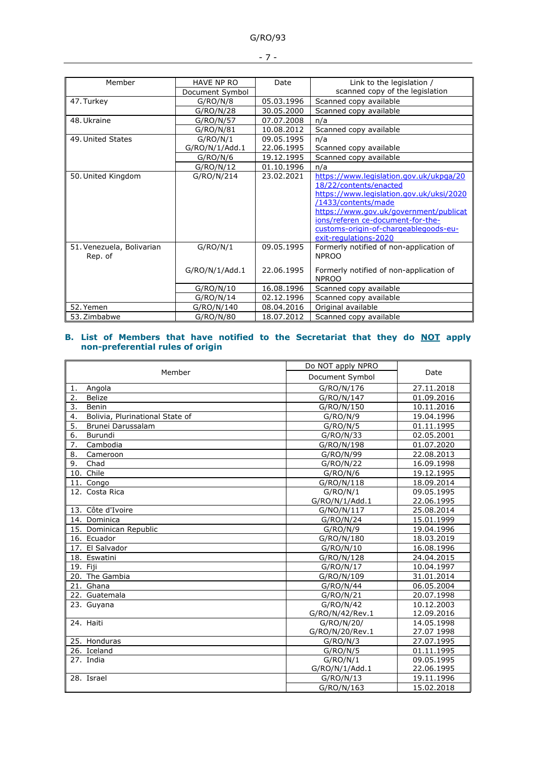| Member | HAVE NP RO | Date | Link to the legislation / scanned copy of the legislation |
|---|---|---|---|
| | Document Symbol | | |
| 47. Turkey | G/RO/N/8 | 05.03.1996 | Scanned copy available |
| | G/RO/N/28 | 30.05.2000 | Scanned copy available |
| 48. Ukraine | G/RO/N/57 | 07.07.2008 | n/a |
| | G/RO/N/81 | 10.08.2012 | Scanned copy available |
| 49. United States | G/RO/N/1<br>G/RO/N/1/Add.1 | 09.05.1995<br>22.06.1995 | n/a<br>Scanned copy available |
| | G/RO/N/6 | 19.12.1995 | Scanned copy available |
| | G/RO/N/12 | 01.10.1996 | n/a |
| 50. United Kingdom | G/RO/N/214 | 23.02.2021 | https://www.legislation.gov.uk/ukpga/2018/22/contents/enacted<br>https://www.legislation.gov.uk/uksi/2020/1433/contents/made<br>https://www.gov.uk/government/publications/referen ce-document-for-the-customs-origin-of-chargeablegoods-eu-exit-regulations-2020 |
| 51. Venezuela, Bolivarian Rep. of | G/RO/N/1 | 09.05.1995 | Formerly notified of non-application of NPROO |
| | G/RO/N/1/Add.1 | 22.06.1995 | Formerly notified of non-application of NPROO |
| | G/RO/N/10 | 16.08.1996 | Scanned copy available |
| | G/RO/N/14 | 02.12.1996 | Scanned copy available |
| 52. Yemen | G/RO/N/140 | 08.04.2016 | Original available |
| 53. Zimbabwe | G/RO/N/80 | 18.07.2012 | Scanned copy available |

## B. List of Members that have notified to the Secretariat that they do NOT apply non-preferential rules of origin

| Member | Do NOT apply NPRO | Date |
|---|---|---|
| | Document Symbol | |
| 1. Angola | G/RO/N/176 | 27.11.2018 |
| 2. Belize | G/RO/N/147 | 01.09.2016 |
| 3. Benin | G/RO/N/150 | 10.11.2016 |
| 4. Bolivia, Plurinational State of | G/RO/N/9 | 19.04.1996 |
| 5. Brunei Darussalam | G/RO/N/5 | 01.11.1995 |
| 6. Burundi | G/RO/N/33 | 02.05.2001 |
| 7. Cambodia | G/RO/N/198 | 01.07.2020 |
| 8. Cameroon | G/RO/N/99 | 22.08.2013 |
| 9. Chad | G/RO/N/22 | 16.09.1998 |
| 10. Chile | G/RO/N/6 | 19.12.1995 |
| 11. Congo | G/RO/N/118 | 18.09.2014 |
| 12. Costa Rica | G/RO/N/1<br>G/RO/N/1/Add.1 | 09.05.1995<br>22.06.1995 |
| 13. Côte d'Ivoire | G/NO/N/117 | 25.08.2014 |
| 14. Dominica | G/RO/N/24 | 15.01.1999 |
| 15. Dominican Republic | G/RO/N/9 | 19.04.1996 |
| 16. Ecuador | G/RO/N/180 | 18.03.2019 |
| 17. El Salvador | G/RO/N/10 | 16.08.1996 |
| 18. Eswatini | G/RO/N/128 | 24.04.2015 |
| 19. Fiji | G/RO/N/17 | 10.04.1997 |
| 20. The Gambia | G/RO/N/109 | 31.01.2014 |
| 21. Ghana | G/RO/N/44 | 06.05.2004 |
| 22. Guatemala | G/RO/N/21 | 20.07.1998 |
| 23. Guyana | G/RO/N/42<br>G/RO/N/42/Rev.1 | 10.12.2003<br>12.09.2016 |
| 24. Haiti | G/RO/N/20/<br>G/RO/N/20/Rev.1 | 14.05.1998<br>27.07 1998 |
| 25. Honduras | G/RO/N/3 | 27.07.1995 |
| 26. Iceland | G/RO/N/5 | 01.11.1995 |
| 27. India | G/RO/N/1<br>G/RO/N/1/Add.1 | 09.05.1995<br>22.06.1995 |
| 28. Israel | G/RO/N/13 | 19.11.1996 |
| | G/RO/N/163 | 15.02.2018 |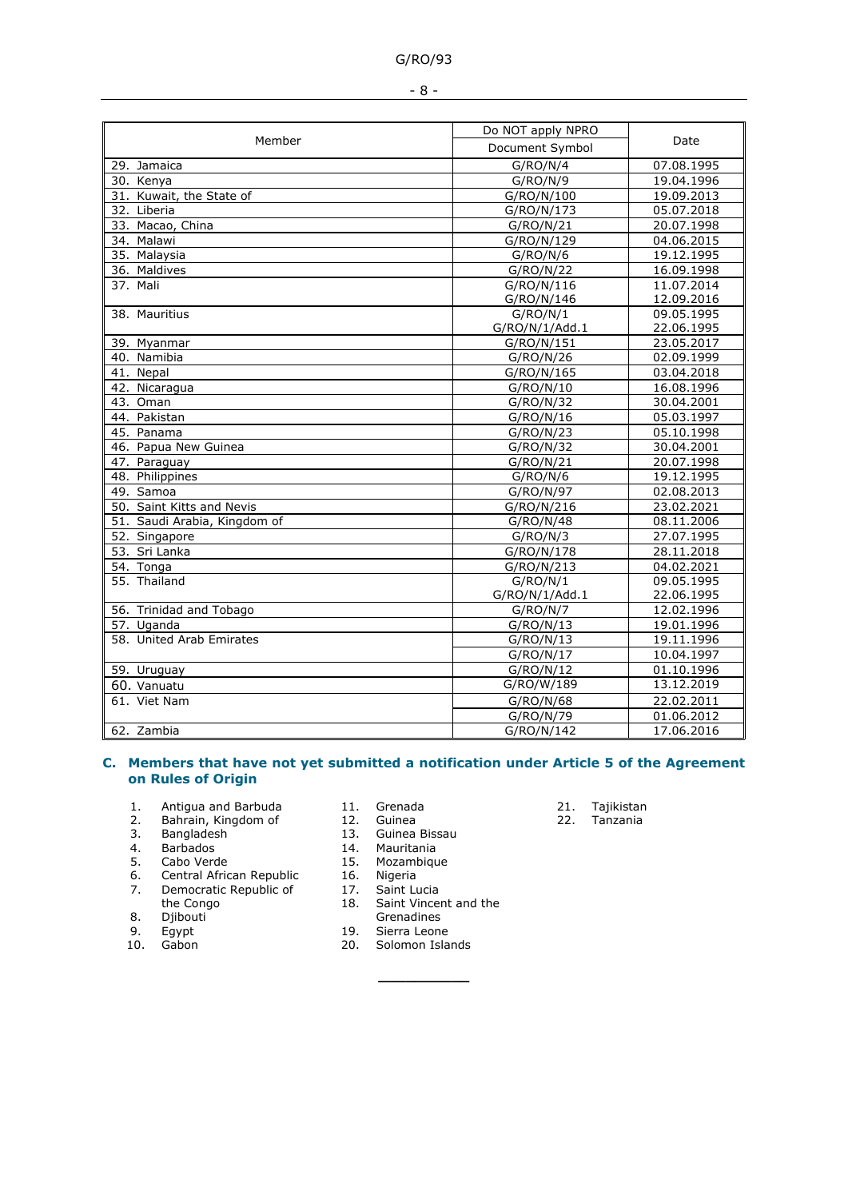| Member | Do NOT apply NPRO Document Symbol | Date |
|---|---|---|
| 29. Jamaica | G/RO/N/4 | 07.08.1995 |
| 30. Kenya | G/RO/N/9 | 19.04.1996 |
| 31. Kuwait, the State of | G/RO/N/100 | 19.09.2013 |
| 32. Liberia | G/RO/N/173 | 05.07.2018 |
| 33. Macao, China | G/RO/N/21 | 20.07.1998 |
| 34. Malawi | G/RO/N/129 | 04.06.2015 |
| 35. Malaysia | G/RO/N/6 | 19.12.1995 |
| 36. Maldives | G/RO/N/22 | 16.09.1998 |
| 37. Mali | G/RO/N/116<br>G/RO/N/146 | 11.07.2014<br>12.09.2016 |
| 38. Mauritius | G/RO/N/1<br>G/RO/N/1/Add.1 | 09.05.1995<br>22.06.1995 |
| 39. Myanmar | G/RO/N/151 | 23.05.2017 |
| 40. Namibia | G/RO/N/26 | 02.09.1999 |
| 41. Nepal | G/RO/N/165 | 03.04.2018 |
| 42. Nicaragua | G/RO/N/10 | 16.08.1996 |
| 43. Oman | G/RO/N/32 | 30.04.2001 |
| 44. Pakistan | G/RO/N/16 | 05.03.1997 |
| 45. Panama | G/RO/N/23 | 05.10.1998 |
| 46. Papua New Guinea | G/RO/N/32 | 30.04.2001 |
| 47. Paraguay | G/RO/N/21 | 20.07.1998 |
| 48. Philippines | G/RO/N/6 | 19.12.1995 |
| 49. Samoa | G/RO/N/97 | 02.08.2013 |
| 50. Saint Kitts and Nevis | G/RO/N/216 | 23.02.2021 |
| 51. Saudi Arabia, Kingdom of | G/RO/N/48 | 08.11.2006 |
| 52. Singapore | G/RO/N/3 | 27.07.1995 |
| 53. Sri Lanka | G/RO/N/178 | 28.11.2018 |
| 54. Tonga | G/RO/N/213 | 04.02.2021 |
| 55. Thailand | G/RO/N/1<br>G/RO/N/1/Add.1 | 09.05.1995<br>22.06.1995 |
| 56. Trinidad and Tobago | G/RO/N/7 | 12.02.1996 |
| 57. Uganda | G/RO/N/13 | 19.01.1996 |
| 58. United Arab Emirates | G/RO/N/13<br>G/RO/N/17 | 19.11.1996<br>10.04.1997 |
| 59. Uruguay | G/RO/N/12 | 01.10.1996 |
| 60. Vanuatu | G/RO/W/189 | 13.12.2019 |
| 61. Viet Nam | G/RO/N/68<br>G/RO/N/79 | 22.02.2011<br>01.06.2012 |
| 62. Zambia | G/RO/N/142 | 17.06.2016 |

## C. Members that have not yet submitted a notification under Article 5 of the Agreement on Rules of Origin

1. Antigua and Barbuda
2. Bahrain, Kingdom of
3. Bangladesh
4. Barbados
5. Cabo Verde
6. Central African Republic
7. Democratic Republic of the Congo
8. Djibouti
9. Egypt
10. Gabon
11. Grenada
12. Guinea
13. Guinea Bissau
14. Mauritania
15. Mozambique
16. Nigeria
17. Saint Lucia
18. Saint Vincent and the Grenadines
19. Sierra Leone
20. Solomon Islands
21. Tajikistan
22. Tanzania